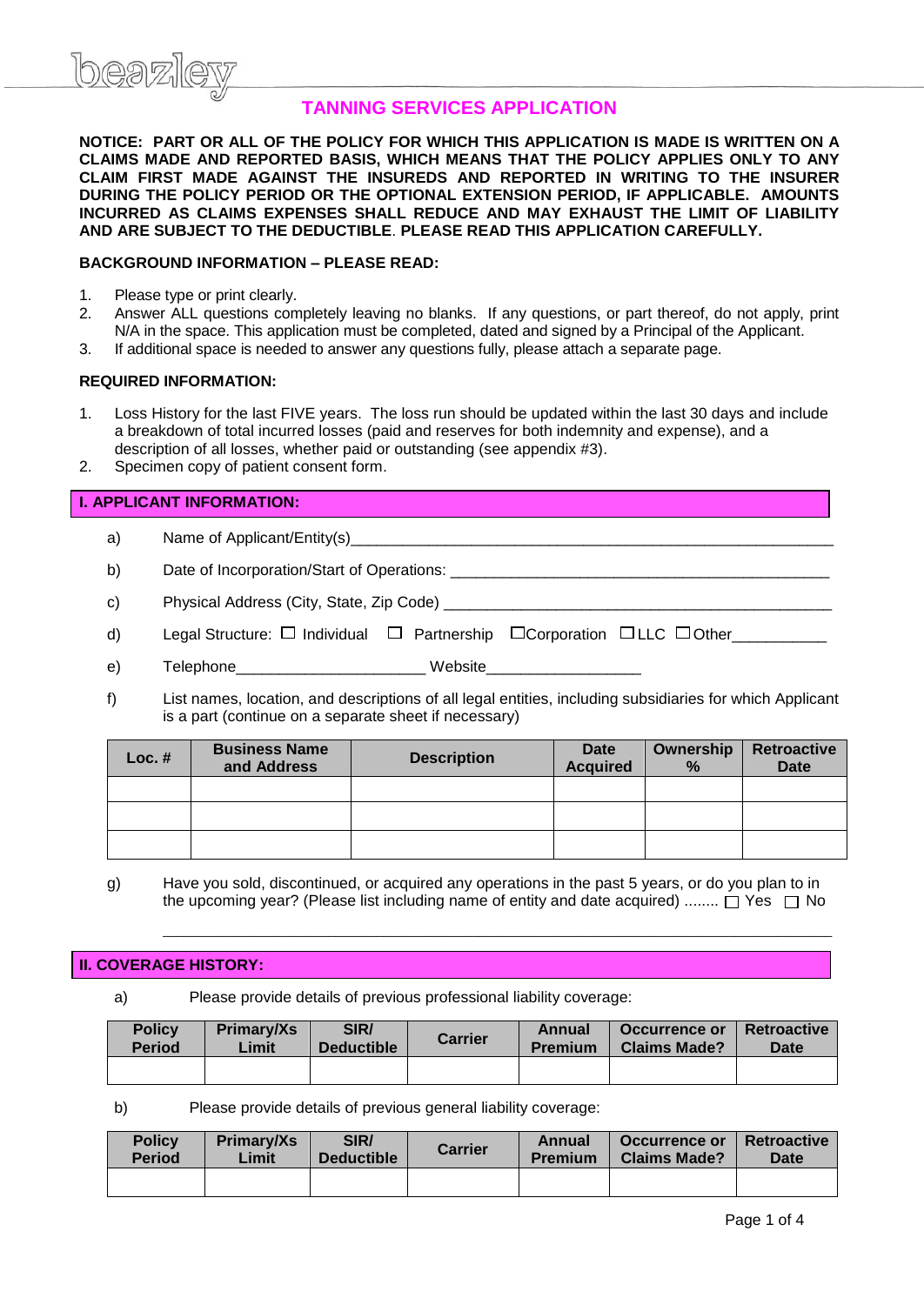beazley

# TANNING SERVICES APPLICATION

**NOTICE: PART OR ALL OF THE POLICY FOR WHICH THIS APPLICATION IS MADE IS WRITTEN ON A CLAIMS MADE AND REPORTED BASIS, WHICH MEANS THAT THE POLICY APPLIES ONLY TO ANY CLAIM FIRST MADE AGAINST THE INSUREDS AND REPORTED IN WRITING TO THE INSURER DURING THE POLICY PERIOD OR THE OPTIONAL EXTENSION PERIOD, IF APPLICABLE. AMOUNTS INCURRED AS CLAIMS EXPENSES SHALL REDUCE AND MAY EXHAUST THE LIMIT OF LIABILITY AND ARE SUBJECT TO THE DEDUCTIBLE. PLEASE READ THIS APPLICATION CAREFULLY.**

**BACKGROUND INFORMATION – PLEASE READ:**

1. Please type or print clearly.
2. Answer ALL questions completely leaving no blanks. If any questions, or part thereof, do not apply, print N/A in the space. This application must be completed, dated and signed by a Principal of the Applicant.
3. If additional space is needed to answer any questions fully, please attach a separate page.

**REQUIRED INFORMATION:**

1. Loss History for the last FIVE years. The loss run should be updated within the last 30 days and include a breakdown of total incurred losses (paid and reserves for both indemnity and expense), and a description of all losses, whether paid or outstanding (see appendix #3).
2. Specimen copy of patient consent form.

## I. APPLICANT INFORMATION:

a) Name of Applicant/Entity(s)______________________________________________________

b) Date of Incorporation/Start of Operations: ____________________________________________

c) Physical Address (City, State, Zip Code) ______________________________________________

d) Legal Structure: ☐ Individual ☐ Partnership ☐Corporation ☐LLC ☐Other___________

e) Telephone______________________ Website__________________

f) List names, location, and descriptions of all legal entities, including subsidiaries for which Applicant is a part (continue on a separate sheet if necessary)

| Loc. # | Business Name and Address | Description | Date Acquired | Ownership % | Retroactive Date |
|---|---|---|---|---|---|
| | | | | | |
| | | | | | |
| | | | | | |

g) Have you sold, discontinued, or acquired any operations in the past 5 years, or do you plan to in the upcoming year? (Please list including name of entity and date acquired) ........ ☐ Yes ☐ No

______________________________________________________________________________

## II. COVERAGE HISTORY:

a) Please provide details of previous professional liability coverage:

| Policy Period | Primary/Xs Limit | SIR/ Deductible | Carrier | Annual Premium | Occurrence or Claims Made? | Retroactive Date |
|---|---|---|---|---|---|---|
| | | | | | | |

b) Please provide details of previous general liability coverage:

| Policy Period | Primary/Xs Limit | SIR/ Deductible | Carrier | Annual Premium | Occurrence or Claims Made? | Retroactive Date |
|---|---|---|---|---|---|---|
| | | | | | | |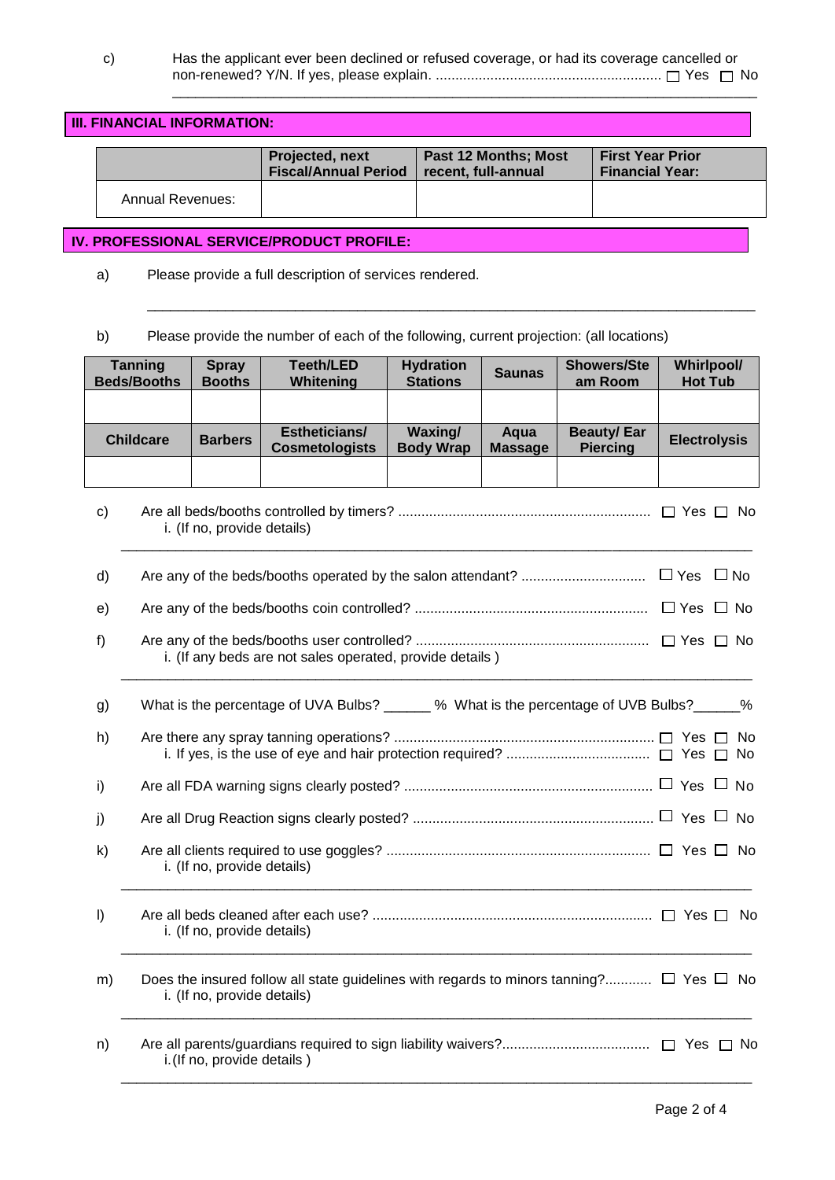c) Has the applicant ever been declined or refused coverage, or had its coverage cancelled or non-renewed? Y/N. If yes, please explain. ......................................................... ☐ Yes ☐ No

_______________________________________________________________________________

## III. FINANCIAL INFORMATION:

| | Projected, next Fiscal/Annual Period | Past 12 Months; Most recent, full-annual | First Year Prior Financial Year: |
|---|---|---|---|
| Annual Revenues: | | | |

## IV. PROFESSIONAL SERVICE/PRODUCT PROFILE:

a) Please provide a full description of services rendered.

_______________________________________________________________________________

b) Please provide the number of each of the following, current projection: (all locations)

| Tanning Beds/Booths | Spray Booths | Teeth/LED Whitening | Hydration Stations | Saunas | Showers/Steam Room | Whirlpool/ Hot Tub |
|---|---|---|---|---|---|---|
| | | | | | | |
| **Childcare** | **Barbers** | **Estheticians/ Cosmetologists** | **Waxing/ Body Wrap** | **Aqua Massage** | **Beauty/ Ear Piercing** | **Electrolysis** |
| | | | | | | |

c) Are all beds/booths controlled by timers? ................................................................ ☐ Yes ☐ No
   i. (If no, provide details)

_______________________________________________________________________________

d) Are any of the beds/booths operated by the salon attendant? ................................ ☐ Yes ☐ No

e) Are any of the beds/booths coin controlled? ........................................................... ☐ Yes ☐ No

f) Are any of the beds/booths user controlled? ........................................................... ☐ Yes ☐ No
   i. (If any beds are not sales operated, provide details )

_______________________________________________________________________________

g) What is the percentage of UVA Bulbs? ______ % What is the percentage of UVB Bulbs?______%

h) Are there any spray tanning operations? .................................................................. ☐ Yes ☐ No
   i. If yes, is the use of eye and hair protection required? .................................... ☐ Yes ☐ No

i) Are all FDA warning signs clearly posted? ............................................................... ☐ Yes ☐ No

j) Are all Drug Reaction signs clearly posted? ............................................................. ☐ Yes ☐ No

k) Are all clients required to use goggles? ................................................................... ☐ Yes ☐ No
   i. (If no, provide details)

_______________________________________________________________________________

l) Are all beds cleaned after each use? ....................................................................... ☐ Yes ☐ No
   i. (If no, provide details)

_______________________________________________________________________________

m) Does the insured follow all state guidelines with regards to minors tanning?............ ☐ Yes ☐ No
   i. (If no, provide details)

_______________________________________________________________________________

n) Are all parents/guardians required to sign liability waivers?..................................... ☐ Yes ☐ No
   i. (If no, provide details )

_______________________________________________________________________________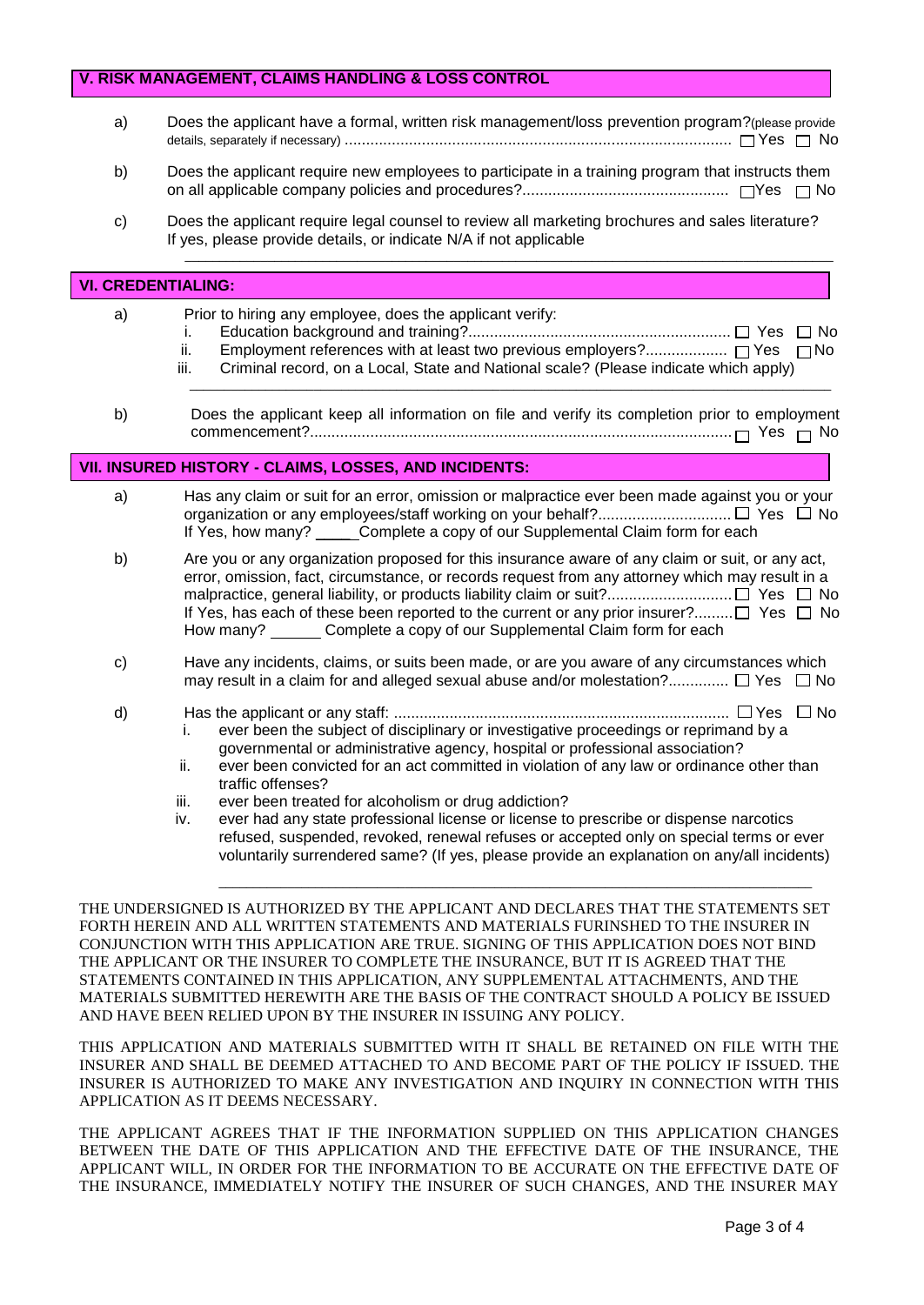## V. RISK MANAGEMENT, CLAIMS HANDLING & LOSS CONTROL

a) Does the applicant have a formal, written risk management/loss prevention program?(please provide details, separately if necessary) .......................................................................................... ☐ Yes ☐ No

b) Does the applicant require new employees to participate in a training program that instructs them on all applicable company policies and procedures?................................................ ☐Yes ☐ No

c) Does the applicant require legal counsel to review all marketing brochures and sales literature? If yes, please provide details, or indicate N/A if not applicable

_______________________________________________________________________________

## VI. CREDENTIALING:

a) Prior to hiring any employee, does the applicant verify:
   i. Education background and training?............................................................ ☐ Yes ☐ No
   ii. Employment references with at least two previous employers?.................. ☐ Yes ☐No
   iii. Criminal record, on a Local, State and National scale? (Please indicate which apply)

   _______________________________________________________________________________

b) Does the applicant keep all information on file and verify its completion prior to employment commencement?.................................................................................................. ☐ Yes ☐ No

## VII. INSURED HISTORY - CLAIMS, LOSSES, AND INCIDENTS:

a) Has any claim or suit for an error, omission or malpractice ever been made against you or your organization or any employees/staff working on your behalf?.............................. ☐ Yes ☐ No
   If Yes, how many? _____ Complete a copy of our Supplemental Claim form for each

b) Are you or any organization proposed for this insurance aware of any claim or suit, or any act, error, omission, fact, circumstance, or records request from any attorney which may result in a malpractice, general liability, or products liability claim or suit?............................ ☐ Yes ☐ No
   If Yes, has each of these been reported to the current or any prior insurer?......... ☐ Yes ☐ No
   How many? ______ Complete a copy of our Supplemental Claim form for each

c) Have any incidents, claims, or suits been made, or are you aware of any circumstances which may result in a claim for and alleged sexual abuse and/or molestation?............. ☐ Yes ☐ No

d) Has the applicant or any staff: ............................................................................ ☐ Yes ☐ No
   i. ever been the subject of disciplinary or investigative proceedings or reprimand by a governmental or administrative agency, hospital or professional association?
   ii. ever been convicted for an act committed in violation of any law or ordinance other than traffic offenses?
   iii. ever been treated for alcoholism or drug addiction?
   iv. ever had any state professional license or license to prescribe or dispense narcotics refused, suspended, revoked, renewal refuses or accepted only on special terms or ever voluntarily surrendered same? (If yes, please provide an explanation on any/all incidents)

   _______________________________________________________________________________

THE UNDERSIGNED IS AUTHORIZED BY THE APPLICANT AND DECLARES THAT THE STATEMENTS SET FORTH HEREIN AND ALL WRITTEN STATEMENTS AND MATERIALS FURINSHED TO THE INSURER IN CONJUNCTION WITH THIS APPLICATION ARE TRUE. SIGNING OF THIS APPLICATION DOES NOT BIND THE APPLICANT OR THE INSURER TO COMPLETE THE INSURANCE, BUT IT IS AGREED THAT THE STATEMENTS CONTAINED IN THIS APPLICATION, ANY SUPPLEMENTAL ATTACHMENTS, AND THE MATERIALS SUBMITTED HEREWITH ARE THE BASIS OF THE CONTRACT SHOULD A POLICY BE ISSUED AND HAVE BEEN RELIED UPON BY THE INSURER IN ISSUING ANY POLICY.

THIS APPLICATION AND MATERIALS SUBMITTED WITH IT SHALL BE RETAINED ON FILE WITH THE INSURER AND SHALL BE DEEMED ATTACHED TO AND BECOME PART OF THE POLICY IF ISSUED. THE INSURER IS AUTHORIZED TO MAKE ANY INVESTIGATION AND INQUIRY IN CONNECTION WITH THIS APPLICATION AS IT DEEMS NECESSARY.

THE APPLICANT AGREES THAT IF THE INFORMATION SUPPLIED ON THIS APPLICATION CHANGES BETWEEN THE DATE OF THIS APPLICATION AND THE EFFECTIVE DATE OF THE INSURANCE, THE APPLICANT WILL, IN ORDER FOR THE INFORMATION TO BE ACCURATE ON THE EFFECTIVE DATE OF THE INSURANCE, IMMEDIATELY NOTIFY THE INSURER OF SUCH CHANGES, AND THE INSURER MAY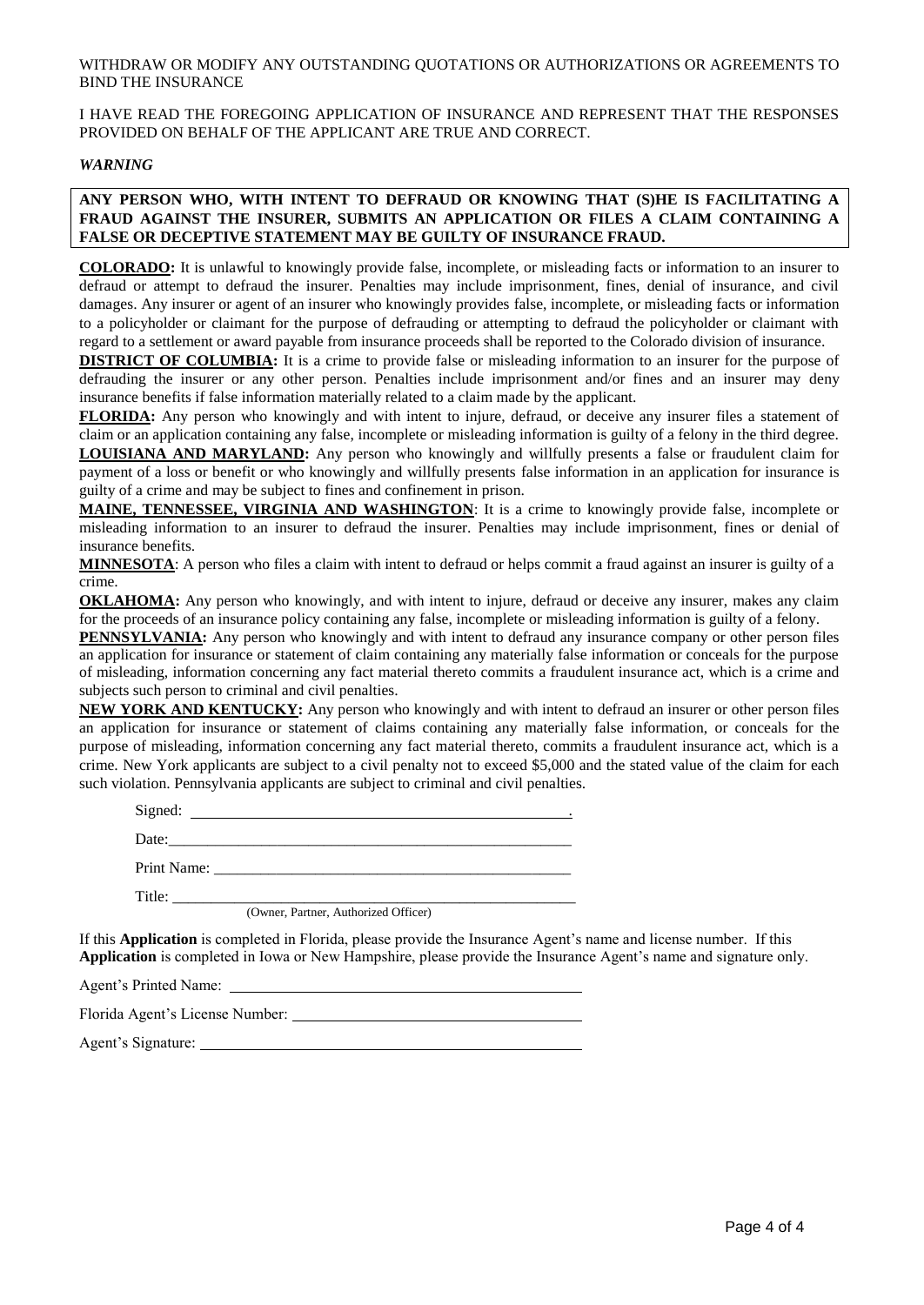WITHDRAW OR MODIFY ANY OUTSTANDING QUOTATIONS OR AUTHORIZATIONS OR AGREEMENTS TO BIND THE INSURANCE

I HAVE READ THE FOREGOING APPLICATION OF INSURANCE AND REPRESENT THAT THE RESPONSES PROVIDED ON BEHALF OF THE APPLICANT ARE TRUE AND CORRECT.

***WARNING***

**ANY PERSON WHO, WITH INTENT TO DEFRAUD OR KNOWING THAT (S)HE IS FACILITATING A FRAUD AGAINST THE INSURER, SUBMITS AN APPLICATION OR FILES A CLAIM CONTAINING A FALSE OR DECEPTIVE STATEMENT MAY BE GUILTY OF INSURANCE FRAUD.**

**COLORADO:** It is unlawful to knowingly provide false, incomplete, or misleading facts or information to an insurer to defraud or attempt to defraud the insurer. Penalties may include imprisonment, fines, denial of insurance, and civil damages. Any insurer or agent of an insurer who knowingly provides false, incomplete, or misleading facts or information to a policyholder or claimant for the purpose of defrauding or attempting to defraud the policyholder or claimant with regard to a settlement or award payable from insurance proceeds shall be reported to the Colorado division of insurance.

**DISTRICT OF COLUMBIA:** It is a crime to provide false or misleading information to an insurer for the purpose of defrauding the insurer or any other person. Penalties include imprisonment and/or fines and an insurer may deny insurance benefits if false information materially related to a claim made by the applicant.

**FLORIDA:** Any person who knowingly and with intent to injure, defraud, or deceive any insurer files a statement of claim or an application containing any false, incomplete or misleading information is guilty of a felony in the third degree.

**LOUISIANA AND MARYLAND:** Any person who knowingly and willfully presents a false or fraudulent claim for payment of a loss or benefit or who knowingly and willfully presents false information in an application for insurance is guilty of a crime and may be subject to fines and confinement in prison.

**MAINE, TENNESSEE, VIRGINIA AND WASHINGTON**: It is a crime to knowingly provide false, incomplete or misleading information to an insurer to defraud the insurer. Penalties may include imprisonment, fines or denial of insurance benefits.

**MINNESOTA**: A person who files a claim with intent to defraud or helps commit a fraud against an insurer is guilty of a crime.

**OKLAHOMA:** Any person who knowingly, and with intent to injure, defraud or deceive any insurer, makes any claim for the proceeds of an insurance policy containing any false, incomplete or misleading information is guilty of a felony.

**PENNSYLVANIA:** Any person who knowingly and with intent to defraud any insurance company or other person files an application for insurance or statement of claim containing any materially false information or conceals for the purpose of misleading, information concerning any fact material thereto commits a fraudulent insurance act, which is a crime and subjects such person to criminal and civil penalties.

**NEW YORK AND KENTUCKY:** Any person who knowingly and with intent to defraud an insurer or other person files an application for insurance or statement of claims containing any materially false information, or conceals for the purpose of misleading, information concerning any fact material thereto, commits a fraudulent insurance act, which is a crime. New York applicants are subject to a civil penalty not to exceed $5,000 and the stated value of the claim for each such violation. Pennsylvania applicants are subject to criminal and civil penalties.

Signed: ______________________________________________.

Date: ______________________________________________

Print Name: ______________________________________________

Title: ______________________________________________
(Owner, Partner, Authorized Officer)

If this **Application** is completed in Florida, please provide the Insurance Agent's name and license number. If this **Application** is completed in Iowa or New Hampshire, please provide the Insurance Agent's name and signature only.

Agent's Printed Name: ______________________________________________

Florida Agent's License Number: ______________________________________________

Agent's Signature: ______________________________________________